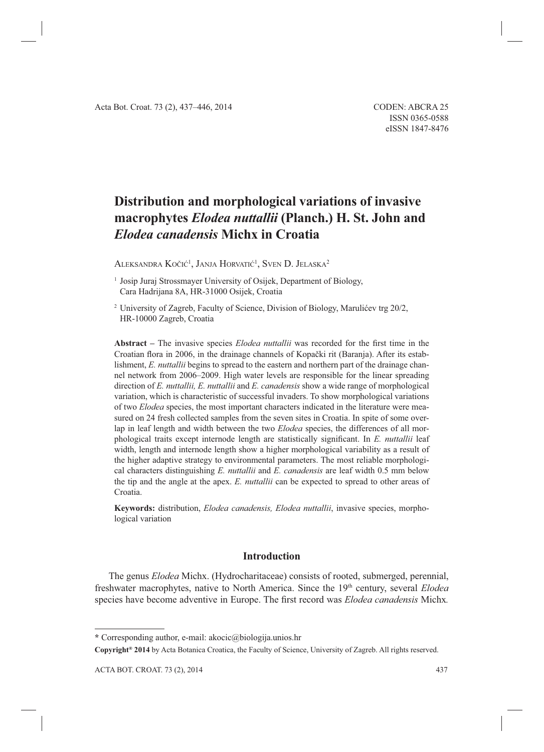# Distribution and morphological variations of invasive macrophytes *Elodea nuttallii* (Planch.) H. St. John and *Elodea canadensis* Michx in Croatia

Aleksandra Kočić[1], Janja Horvatić[1], Sven D. Jelaska[2]

[1] Josip Juraj Strossmayer University of Osijek, Department of Biology, Cara Hadrijana 8A, HR-31000 Osijek, Croatia

[2] University of Zagreb, Faculty of Science, Division of Biology, Marulićev trg 20/2, HR-10000 Zagreb, Croatia

**Abstract –** The invasive species *Elodea nuttallii* was recorded for the first time in the Croatian flora in 2006, in the drainage channels of Kopački rit (Baranja). After its establishment, *E. nuttallii* begins to spread to the eastern and northern part of the drainage channel network from 2006–2009. High water levels are responsible for the linear spreading direction of *E. nuttallii, E. nuttallii* and *E. canadensis* show a wide range of morphological variation, which is characteristic of successful invaders. To show morphological variations of two *Elodea* species, the most important characters indicated in the literature were measured on 24 fresh collected samples from the seven sites in Croatia. In spite of some overlap in leaf length and width between the two *Elodea* species, the differences of all morphological traits except internode length are statistically significant. In *E. nuttallii* leaf width, length and internode length show a higher morphological variability as a result of the higher adaptive strategy to environmental parameters. The most reliable morphological characters distinguishing *E. nuttallii* and *E. canadensis* are leaf width 0.5 mm below the tip and the angle at the apex. *E. nuttallii* can be expected to spread to other areas of Croatia.

**Keywords:** distribution, *Elodea canadensis, Elodea nuttallii*, invasive species, morphological variation

## Introduction

The genus *Elodea* Michx. (Hydrocharitaceae) consists of rooted, submerged, perennial, freshwater macrophytes, native to North America. Since the 19th century, several *Elodea* species have become adventive in Europe. The first record was *Elodea canadensis* Michx.

---

* Corresponding author, e-mail: akocic@biologija.unios.hr

**Copyright® 2014** by Acta Botanica Croatica, the Faculty of Science, University of Zagreb. All rights reserved.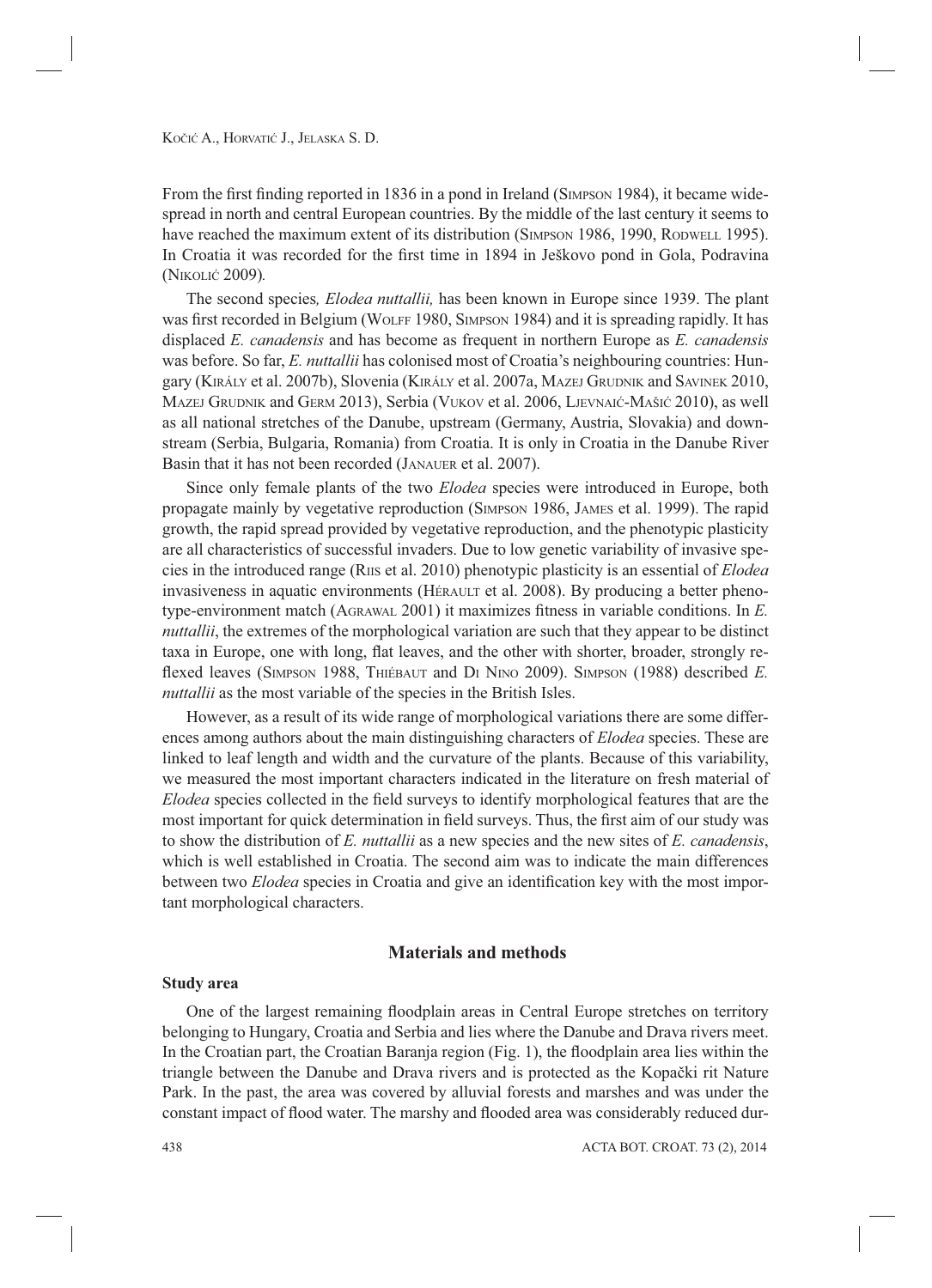From the first finding reported in 1836 in a pond in Ireland (Simpson 1984), it became widespread in north and central European countries. By the middle of the last century it seems to have reached the maximum extent of its distribution (Simpson 1986, 1990, Rodwell 1995). In Croatia it was recorded for the first time in 1894 in Ješkovo pond in Gola, Podravina (Nikolić 2009).

The second species, *Elodea nuttallii,* has been known in Europe since 1939. The plant was first recorded in Belgium (Wolff 1980, Simpson 1984) and it is spreading rapidly. It has displaced *E. canadensis* and has become as frequent in northern Europe as *E. canadensis* was before. So far, *E. nuttallii* has colonised most of Croatia's neighbouring countries: Hungary (Király et al. 2007b), Slovenia (Király et al. 2007a, Mazej Grudnik and Savinek 2010, Mazej Grudnik and Germ 2013), Serbia (Vukov et al. 2006, Ljevnaić-Mašić 2010), as well as all national stretches of the Danube, upstream (Germany, Austria, Slovakia) and downstream (Serbia, Bulgaria, Romania) from Croatia. It is only in Croatia in the Danube River Basin that it has not been recorded (Janauer et al. 2007).

Since only female plants of the two *Elodea* species were introduced in Europe, both propagate mainly by vegetative reproduction (Simpson 1986, James et al. 1999). The rapid growth, the rapid spread provided by vegetative reproduction, and the phenotypic plasticity are all characteristics of successful invaders. Due to low genetic variability of invasive species in the introduced range (Riis et al. 2010) phenotypic plasticity is an essential of *Elodea* invasiveness in aquatic environments (Hérault et al. 2008). By producing a better phenotype-environment match (Agrawal 2001) it maximizes fitness in variable conditions. In *E. nuttallii*, the extremes of the morphological variation are such that they appear to be distinct taxa in Europe, one with long, flat leaves, and the other with shorter, broader, strongly reflexed leaves (Simpson 1988, Thiébaut and Di Nino 2009). Simpson (1988) described *E. nuttallii* as the most variable of the species in the British Isles.

However, as a result of its wide range of morphological variations there are some differences among authors about the main distinguishing characters of *Elodea* species. These are linked to leaf length and width and the curvature of the plants. Because of this variability, we measured the most important characters indicated in the literature on fresh material of *Elodea* species collected in the field surveys to identify morphological features that are the most important for quick determination in field surveys. Thus, the first aim of our study was to show the distribution of *E. nuttallii* as a new species and the new sites of *E. canadensis*, which is well established in Croatia. The second aim was to indicate the main differences between two *Elodea* species in Croatia and give an identification key with the most important morphological characters.

## Materials and methods

### Study area

One of the largest remaining floodplain areas in Central Europe stretches on territory belonging to Hungary, Croatia and Serbia and lies where the Danube and Drava rivers meet. In the Croatian part, the Croatian Baranja region (Fig. 1), the floodplain area lies within the triangle between the Danube and Drava rivers and is protected as the Kopački rit Nature Park. In the past, the area was covered by alluvial forests and marshes and was under the constant impact of flood water. The marshy and flooded area was considerably reduced dur-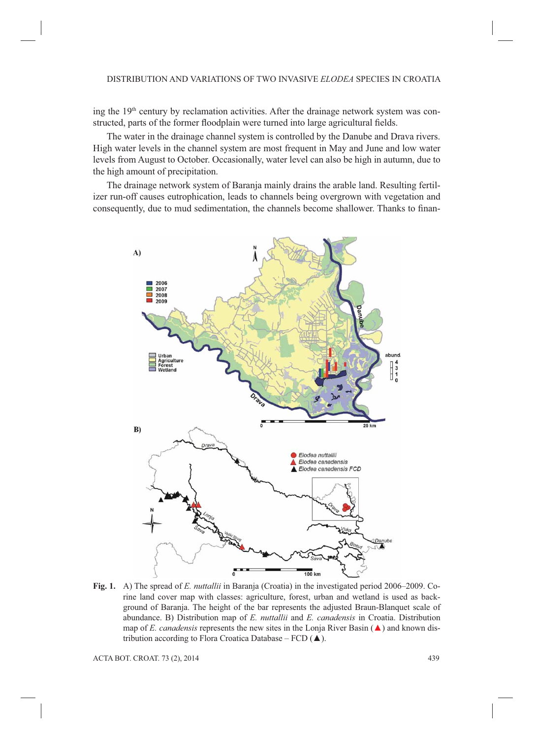ing the 19th century by reclamation activities. After the drainage network system was constructed, parts of the former floodplain were turned into large agricultural fields.

The water in the drainage channel system is controlled by the Danube and Drava rivers. High water levels in the channel system are most frequent in May and June and low water levels from August to October. Occasionally, water level can also be high in autumn, due to the high amount of precipitation.

The drainage network system of Baranja mainly drains the arable land. Resulting fertilizer run-off causes eutrophication, leads to channels being overgrown with vegetation and consequently, due to mud sedimentation, the channels become shallower. Thanks to finan-

**Fig. 1.** A) The spread of *E. nuttallii* in Baranja (Croatia) in the investigated period 2006–2009. Corine land cover map with classes: agriculture, forest, urban and wetland is used as background of Baranja. The height of the bar represents the adjusted Braun-Blanquet scale of abundance. B) Distribution map of *E. nuttallii* and *E. canadensis* in Croatia. Distribution map of *E. canadensis* represents the new sites in the Lonja River Basin (▲) and known distribution according to Flora Croatica Database – FCD (▲).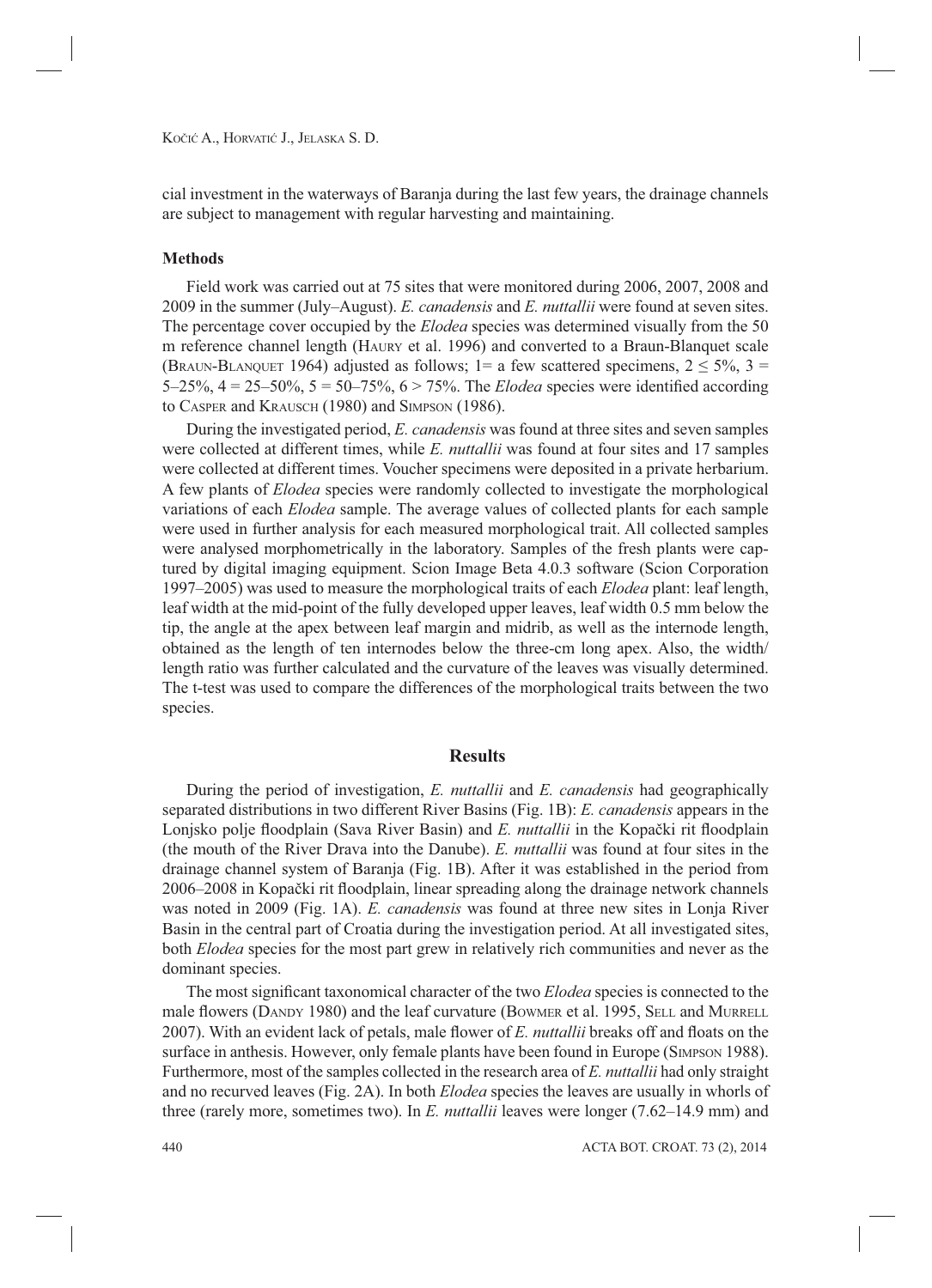cial investment in the waterways of Baranja during the last few years, the drainage channels are subject to management with regular harvesting and maintaining.

### Methods

Field work was carried out at 75 sites that were monitored during 2006, 2007, 2008 and 2009 in the summer (July–August). *E. canadensis* and *E. nuttallii* were found at seven sites. The percentage cover occupied by the *Elodea* species was determined visually from the 50 m reference channel length (Haury et al. 1996) and converted to a Braun-Blanquet scale (Braun-Blanquet 1964) adjusted as follows; 1= a few scattered specimens, $2 \leq 5\%$, 3 = 5–25%, 4 = 25–50%, 5 = 50–75%, 6 > 75%. The *Elodea* species were identified according to Casper and Krausch (1980) and Simpson (1986).

During the investigated period, *E. canadensis* was found at three sites and seven samples were collected at different times, while *E. nuttallii* was found at four sites and 17 samples were collected at different times. Voucher specimens were deposited in a private herbarium. A few plants of *Elodea* species were randomly collected to investigate the morphological variations of each *Elodea* sample. The average values of collected plants for each sample were used in further analysis for each measured morphological trait. All collected samples were analysed morphometrically in the laboratory. Samples of the fresh plants were captured by digital imaging equipment. Scion Image Beta 4.0.3 software (Scion Corporation 1997–2005) was used to measure the morphological traits of each *Elodea* plant: leaf length, leaf width at the mid-point of the fully developed upper leaves, leaf width 0.5 mm below the tip, the angle at the apex between leaf margin and midrib, as well as the internode length, obtained as the length of ten internodes below the three-cm long apex. Also, the width/length ratio was further calculated and the curvature of the leaves was visually determined. The t-test was used to compare the differences of the morphological traits between the two species.

## Results

During the period of investigation, *E. nuttallii* and *E. canadensis* had geographically separated distributions in two different River Basins (Fig. 1B): *E. canadensis* appears in the Lonjsko polje floodplain (Sava River Basin) and *E. nuttallii* in the Kopački rit floodplain (the mouth of the River Drava into the Danube). *E. nuttallii* was found at four sites in the drainage channel system of Baranja (Fig. 1B). After it was established in the period from 2006–2008 in Kopački rit floodplain, linear spreading along the drainage network channels was noted in 2009 (Fig. 1A). *E. canadensis* was found at three new sites in Lonja River Basin in the central part of Croatia during the investigation period. At all investigated sites, both *Elodea* species for the most part grew in relatively rich communities and never as the dominant species.

The most significant taxonomical character of the two *Elodea* species is connected to the male flowers (Dandy 1980) and the leaf curvature (Bowmer et al. 1995, Sell and Murrell 2007). With an evident lack of petals, male flower of *E. nuttallii* breaks off and floats on the surface in anthesis. However, only female plants have been found in Europe (Simpson 1988). Furthermore, most of the samples collected in the research area of *E. nuttallii* had only straight and no recurved leaves (Fig. 2A). In both *Elodea* species the leaves are usually in whorls of three (rarely more, sometimes two). In *E. nuttallii* leaves were longer (7.62–14.9 mm) and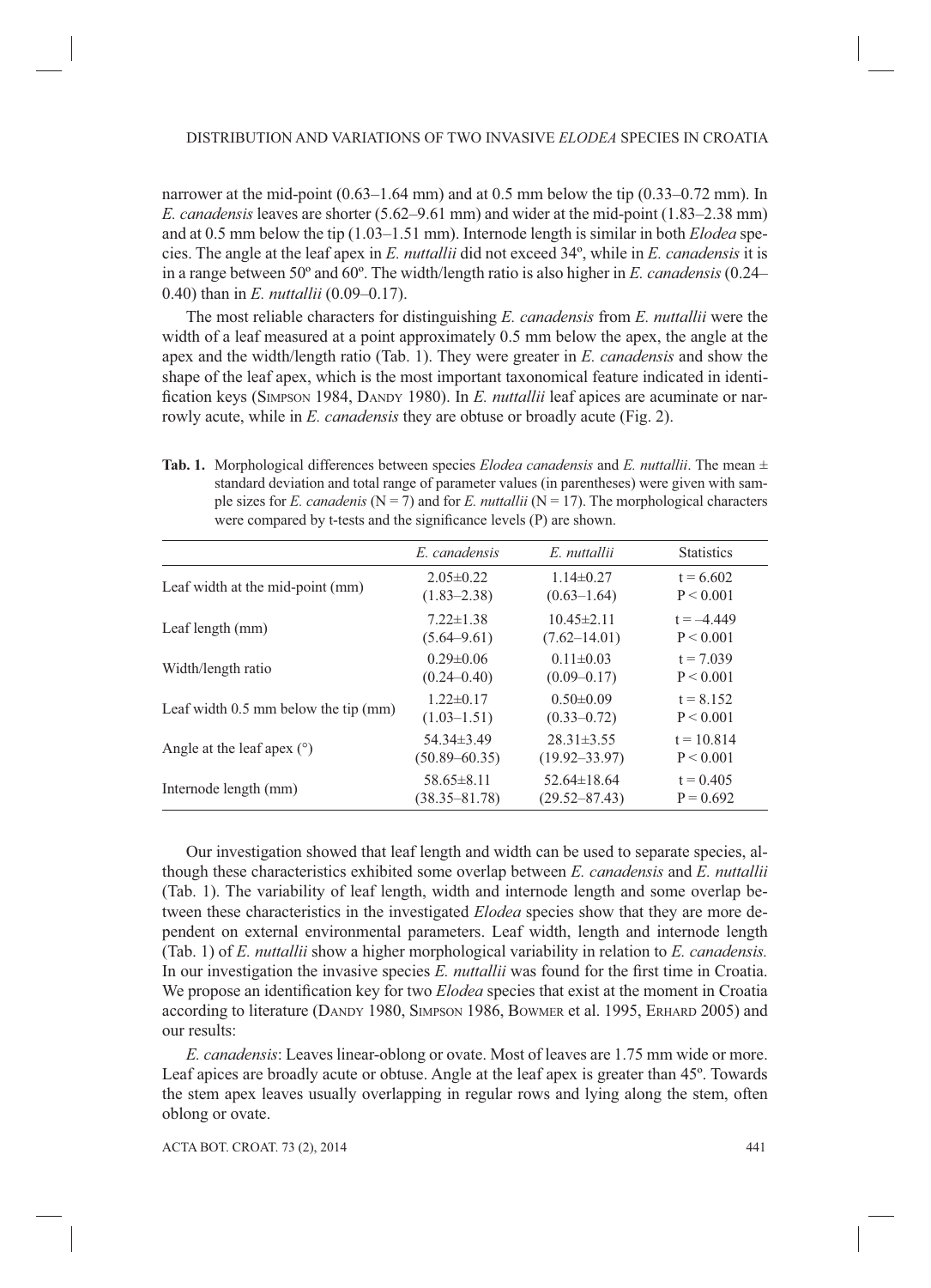narrower at the mid-point (0.63–1.64 mm) and at 0.5 mm below the tip (0.33–0.72 mm). In *E. canadensis* leaves are shorter (5.62–9.61 mm) and wider at the mid-point (1.83–2.38 mm) and at 0.5 mm below the tip (1.03–1.51 mm). Internode length is similar in both *Elodea* species. The angle at the leaf apex in *E. nuttallii* did not exceed 34º, while in *E. canadensis* it is in a range between 50º and 60º. The width/length ratio is also higher in *E. canadensis* (0.24–0.40) than in *E. nuttallii* (0.09–0.17).

The most reliable characters for distinguishing *E. canadensis* from *E. nuttallii* were the width of a leaf measured at a point approximately 0.5 mm below the apex, the angle at the apex and the width/length ratio (Tab. 1). They were greater in *E. canadensis* and show the shape of the leaf apex, which is the most important taxonomical feature indicated in identification keys (Simpson 1984, Dandy 1980). In *E. nuttallii* leaf apices are acuminate or narrowly acute, while in *E. canadensis* they are obtuse or broadly acute (Fig. 2).

**Tab. 1.** Morphological differences between species *Elodea canadensis* and *E. nuttallii*. The mean ± standard deviation and total range of parameter values (in parentheses) were given with sample sizes for *E. canadenis* (N = 7) and for *E. nuttallii* (N = 17). The morphological characters were compared by t-tests and the significance levels (P) are shown.

| | *E. canadensis* | *E. nuttallii* | Statistics |
|---|---|---|---|
| Leaf width at the mid-point (mm) | 2.05±0.22 (1.83–2.38) | 1.14±0.27 (0.63–1.64) | $t = 6.602$ $P < 0.001$ |
| Leaf length (mm) | 7.22±1.38 (5.64–9.61) | 10.45±2.11 (7.62–14.01) | $t = -4.449$ $P < 0.001$ |
| Width/length ratio | 0.29±0.06 (0.24–0.40) | 0.11±0.03 (0.09–0.17) | $t = 7.039$ $P < 0.001$ |
| Leaf width 0.5 mm below the tip (mm) | 1.22±0.17 (1.03–1.51) | 0.50±0.09 (0.33–0.72) | $t = 8.152$ $P < 0.001$ |
| Angle at the leaf apex (°) | 54.34±3.49 (50.89–60.35) | 28.31±3.55 (19.92–33.97) | $t = 10.814$ $P < 0.001$ |
| Internode length (mm) | 58.65±8.11 (38.35–81.78) | 52.64±18.64 (29.52–87.43) | $t = 0.405$ $P = 0.692$ |

Our investigation showed that leaf length and width can be used to separate species, although these characteristics exhibited some overlap between *E. canadensis* and *E. nuttallii* (Tab. 1). The variability of leaf length, width and internode length and some overlap between these characteristics in the investigated *Elodea* species show that they are more dependent on external environmental parameters. Leaf width, length and internode length (Tab. 1) of *E. nuttallii* show a higher morphological variability in relation to *E. canadensis.* In our investigation the invasive species *E. nuttallii* was found for the first time in Croatia. We propose an identification key for two *Elodea* species that exist at the moment in Croatia according to literature (Dandy 1980, Simpson 1986, Bowmer et al. 1995, Erhard 2005) and our results:

*E. canadensis*: Leaves linear-oblong or ovate. Most of leaves are 1.75 mm wide or more. Leaf apices are broadly acute or obtuse. Angle at the leaf apex is greater than 45º. Towards the stem apex leaves usually overlapping in regular rows and lying along the stem, often oblong or ovate.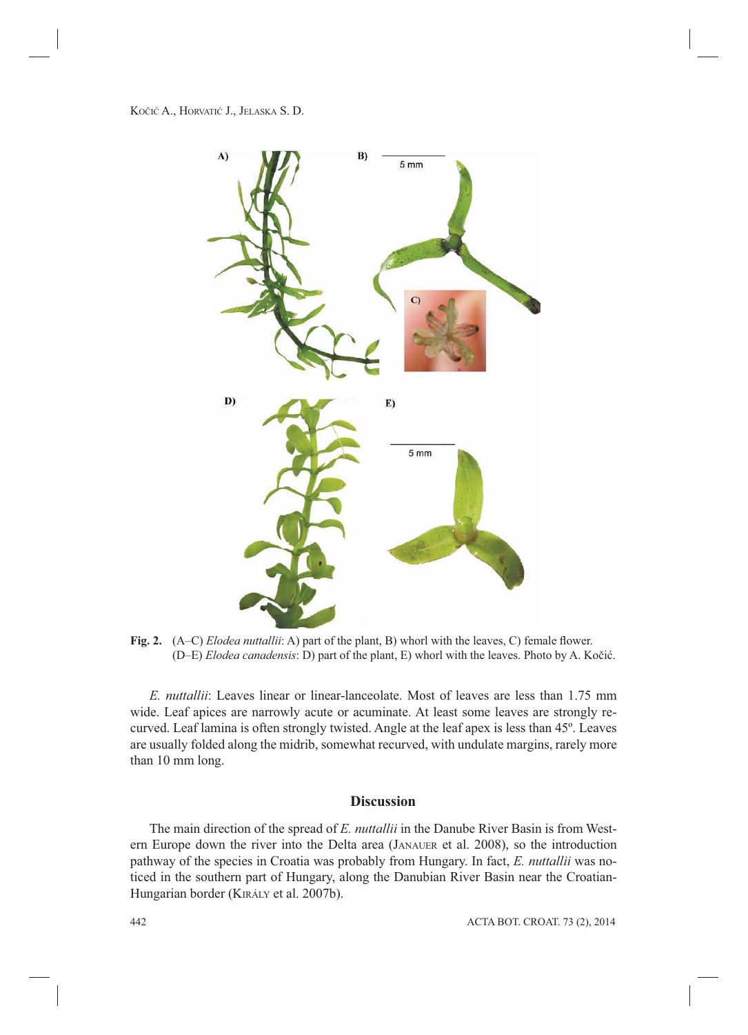**Fig. 2.** (A–C) *Elodea nuttallii*: A) part of the plant, B) whorl with the leaves, C) female flower. (D–E) *Elodea canadensis*: D) part of the plant, E) whorl with the leaves. Photo by A. Kočić.

*E. nuttallii*: Leaves linear or linear-lanceolate. Most of leaves are less than 1.75 mm wide. Leaf apices are narrowly acute or acuminate. At least some leaves are strongly recurved. Leaf lamina is often strongly twisted. Angle at the leaf apex is less than 45º. Leaves are usually folded along the midrib, somewhat recurved, with undulate margins, rarely more than 10 mm long.

## Discussion

The main direction of the spread of *E. nuttallii* in the Danube River Basin is from Western Europe down the river into the Delta area (Janauer et al. 2008), so the introduction pathway of the species in Croatia was probably from Hungary. In fact, *E. nuttallii* was noticed in the southern part of Hungary, along the Danubian River Basin near the Croatian-Hungarian border (Király et al. 2007b).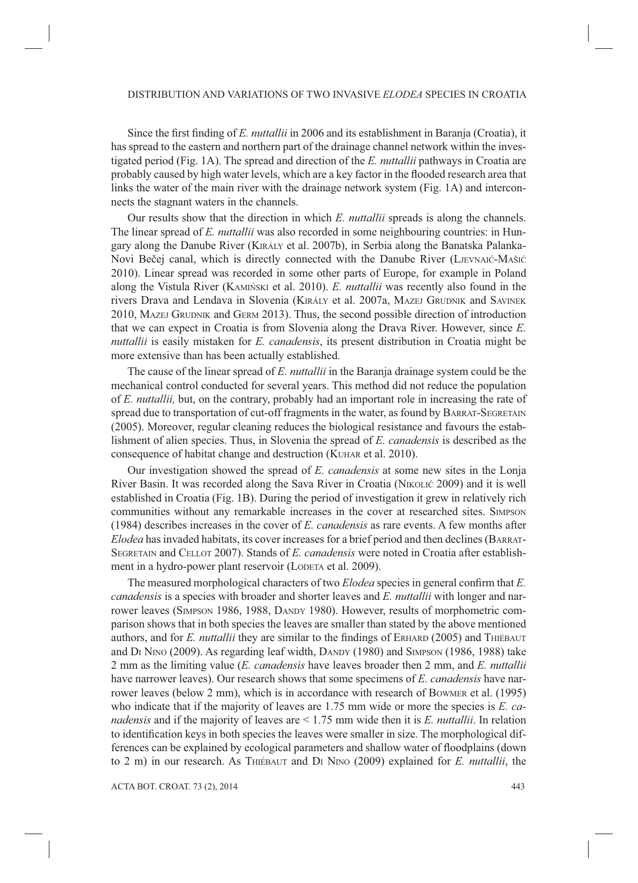Since the first finding of *E. nuttallii* in 2006 and its establishment in Baranja (Croatia), it has spread to the eastern and northern part of the drainage channel network within the investigated period (Fig. 1A). The spread and direction of the *E. nuttallii* pathways in Croatia are probably caused by high water levels, which are a key factor in the flooded research area that links the water of the main river with the drainage network system (Fig. 1A) and interconnects the stagnant waters in the channels.

Our results show that the direction in which *E. nuttallii* spreads is along the channels. The linear spread of *E. nuttallii* was also recorded in some neighbouring countries: in Hungary along the Danube River (Király et al. 2007b), in Serbia along the Banatska Palanka-Novi Bečej canal, which is directly connected with the Danube River (Ljevnaić-Mašić 2010). Linear spread was recorded in some other parts of Europe, for example in Poland along the Vistula River (Kamiński et al. 2010). *E. nuttallii* was recently also found in the rivers Drava and Lendava in Slovenia (Király et al. 2007a, Mazej Grudnik and Savinek 2010, Mazej Grudnik and Germ 2013). Thus, the second possible direction of introduction that we can expect in Croatia is from Slovenia along the Drava River. However, since *E. nuttallii* is easily mistaken for *E. canadensis*, its present distribution in Croatia might be more extensive than has been actually established.

The cause of the linear spread of *E. nuttallii* in the Baranja drainage system could be the mechanical control conducted for several years. This method did not reduce the population of *E. nuttallii,* but, on the contrary, probably had an important role in increasing the rate of spread due to transportation of cut-off fragments in the water, as found by Barrat-Segretain (2005). Moreover, regular cleaning reduces the biological resistance and favours the establishment of alien species. Thus, in Slovenia the spread of *E. canadensis* is described as the consequence of habitat change and destruction (Kuhar et al. 2010).

Our investigation showed the spread of *E. canadensis* at some new sites in the Lonja River Basin. It was recorded along the Sava River in Croatia (Nikolić 2009) and it is well established in Croatia (Fig. 1B). During the period of investigation it grew in relatively rich communities without any remarkable increases in the cover at researched sites. Simpson (1984) describes increases in the cover of *E. canadensis* as rare events. A few months after *Elodea* has invaded habitats, its cover increases for a brief period and then declines (Barrat-Segretain and Cellot 2007). Stands of *E. canadensis* were noted in Croatia after establishment in a hydro-power plant reservoir (Lodeta et al. 2009).

The measured morphological characters of two *Elodea* species in general confirm that *E. canadensis* is a species with broader and shorter leaves and *E. nuttallii* with longer and narrower leaves (Simpson 1986, 1988, Dandy 1980). However, results of morphometric comparison shows that in both species the leaves are smaller than stated by the above mentioned authors, and for *E. nuttallii* they are similar to the findings of Erhard (2005) and Thiébaut and Di Nino (2009). As regarding leaf width, Dandy (1980) and Simpson (1986, 1988) take 2 mm as the limiting value (*E. canadensis* have leaves broader then 2 mm, and *E. nuttallii* have narrower leaves). Our research shows that some specimens of *E. canadensis* have narrower leaves (below 2 mm), which is in accordance with research of Bowmer et al. (1995) who indicate that if the majority of leaves are 1.75 mm wide or more the species is *E. canadensis* and if the majority of leaves are < 1.75 mm wide then it is *E. nuttallii*. In relation to identification keys in both species the leaves were smaller in size. The morphological differences can be explained by ecological parameters and shallow water of floodplains (down to 2 m) in our research. As Thiébaut and Di Nino (2009) explained for *E. nuttallii*, the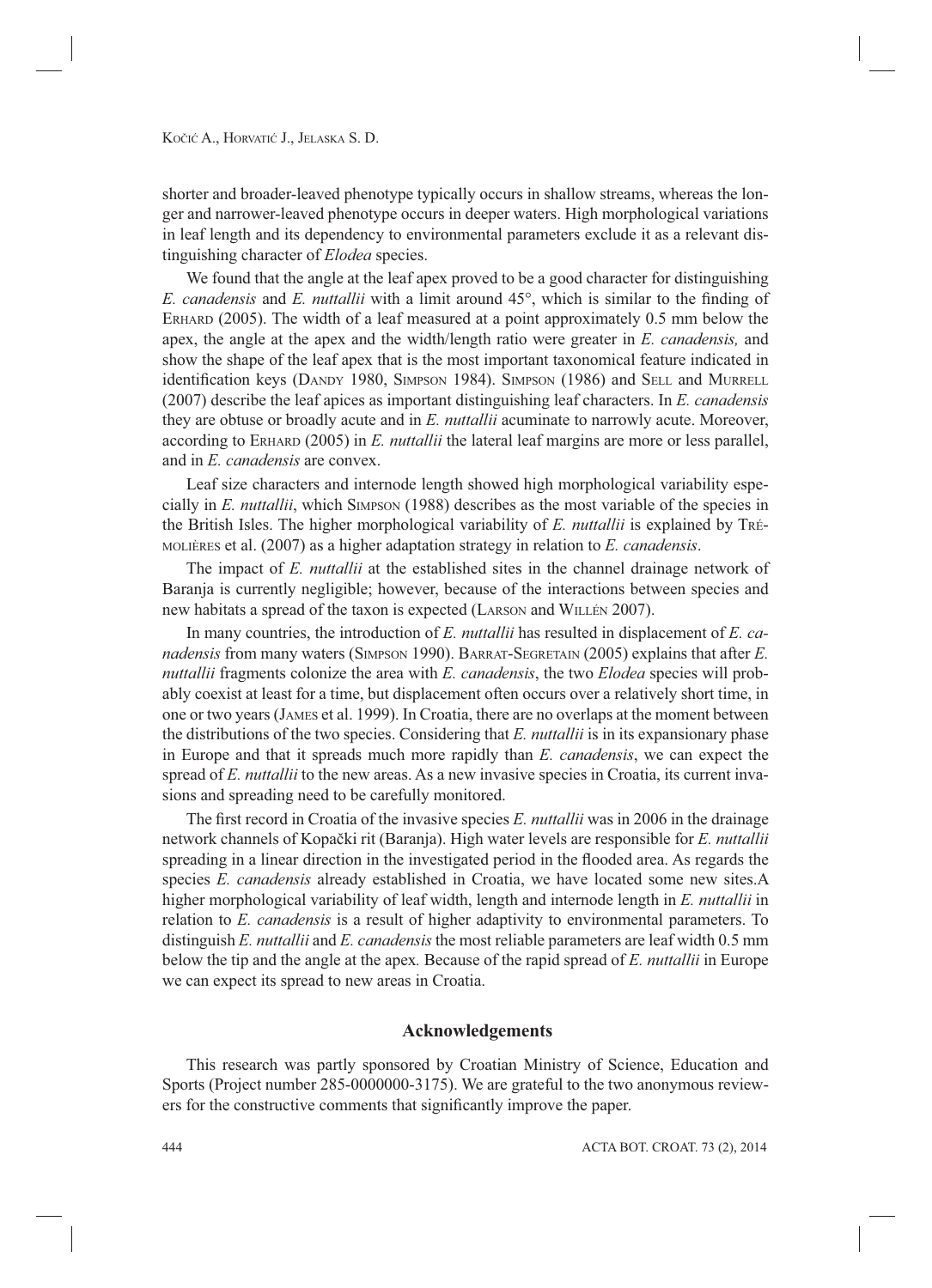shorter and broader-leaved phenotype typically occurs in shallow streams, whereas the longer and narrower-leaved phenotype occurs in deeper waters. High morphological variations in leaf length and its dependency to environmental parameters exclude it as a relevant distinguishing character of *Elodea* species.

We found that the angle at the leaf apex proved to be a good character for distinguishing *E. canadensis* and *E. nuttallii* with a limit around 45°, which is similar to the finding of ERHARD (2005). The width of a leaf measured at a point approximately 0.5 mm below the apex, the angle at the apex and the width/length ratio were greater in *E. canadensis,* and show the shape of the leaf apex that is the most important taxonomical feature indicated in identification keys (DANDY 1980, SIMPSON 1984). SIMPSON (1986) and SELL and MURRELL (2007) describe the leaf apices as important distinguishing leaf characters. In *E. canadensis* they are obtuse or broadly acute and in *E. nuttallii* acuminate to narrowly acute. Moreover, according to ERHARD (2005) in *E. nuttallii* the lateral leaf margins are more or less parallel, and in *E. canadensis* are convex.

Leaf size characters and internode length showed high morphological variability especially in *E. nuttallii*, which SIMPSON (1988) describes as the most variable of the species in the British Isles. The higher morphological variability of *E. nuttallii* is explained by TRÉMOLIÈRES et al. (2007) as a higher adaptation strategy in relation to *E. canadensis*.

The impact of *E. nuttallii* at the established sites in the channel drainage network of Baranja is currently negligible; however, because of the interactions between species and new habitats a spread of the taxon is expected (LARSON and WILLÉN 2007).

In many countries, the introduction of *E. nuttallii* has resulted in displacement of *E. canadensis* from many waters (SIMPSON 1990). BARRAT-SEGRETAIN (2005) explains that after *E. nuttallii* fragments colonize the area with *E. canadensis*, the two *Elodea* species will probably coexist at least for a time, but displacement often occurs over a relatively short time, in one or two years (JAMES et al. 1999). In Croatia, there are no overlaps at the moment between the distributions of the two species. Considering that *E. nuttallii* is in its expansionary phase in Europe and that it spreads much more rapidly than *E. canadensis*, we can expect the spread of *E. nuttallii* to the new areas. As a new invasive species in Croatia, its current invasions and spreading need to be carefully monitored.

The first record in Croatia of the invasive species *E. nuttallii* was in 2006 in the drainage network channels of Kopački rit (Baranja). High water levels are responsible for *E. nuttallii* spreading in a linear direction in the investigated period in the flooded area. As regards the species *E. canadensis* already established in Croatia, we have located some new sites.A higher morphological variability of leaf width, length and internode length in *E. nuttallii* in relation to *E. canadensis* is a result of higher adaptivity to environmental parameters. To distinguish *E. nuttallii* and *E. canadensis* the most reliable parameters are leaf width 0.5 mm below the tip and the angle at the apex. Because of the rapid spread of *E. nuttallii* in Europe we can expect its spread to new areas in Croatia.

## Acknowledgements

This research was partly sponsored by Croatian Ministry of Science, Education and Sports (Project number 285-0000000-3175). We are grateful to the two anonymous reviewers for the constructive comments that significantly improve the paper.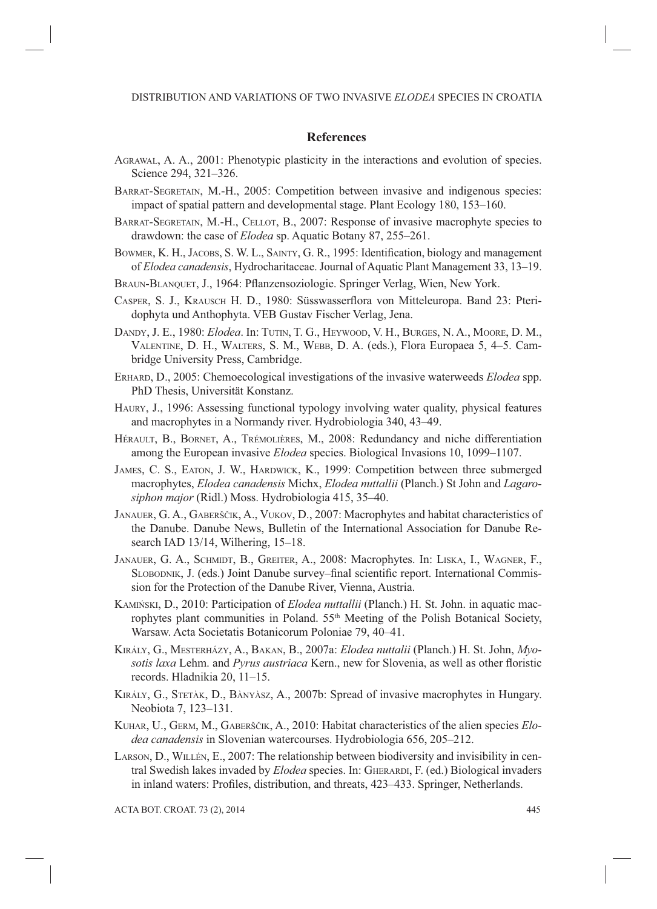## References

AGRAWAL, A. A., 2001: Phenotypic plasticity in the interactions and evolution of species. Science 294, 321–326.

BARRAT-SEGRETAIN, M.-H., 2005: Competition between invasive and indigenous species: impact of spatial pattern and developmental stage. Plant Ecology 180, 153–160.

BARRAT-SEGRETAIN, M.-H., CELLOT, B., 2007: Response of invasive macrophyte species to drawdown: the case of *Elodea* sp. Aquatic Botany 87, 255–261.

BOWMER, K. H., JACOBS, S. W. L., SAINTY, G. R., 1995: Identification, biology and management of *Elodea canadensis*, Hydrocharitaceae. Journal of Aquatic Plant Management 33, 13–19.

BRAUN-BLANQUET, J., 1964: Pflanzensoziologie. Springer Verlag, Wien, New York.

CASPER, S. J., KRAUSCH H. D., 1980: Süsswasserflora von Mitteleuropa. Band 23: Pteridophyta und Anthophyta. VEB Gustav Fischer Verlag, Jena.

DANDY, J. E., 1980: *Elodea*. In: TUTIN, T. G., HEYWOOD, V. H., BURGES, N. A., MOORE, D. M., VALENTINE, D. H., WALTERS, S. M., WEBB, D. A. (eds.), Flora Europaea 5, 4–5. Cambridge University Press, Cambridge.

ERHARD, D., 2005: Chemoecological investigations of the invasive waterweeds *Elodea* spp. PhD Thesis, Universität Konstanz.

HAURY, J., 1996: Assessing functional typology involving water quality, physical features and macrophytes in a Normandy river. Hydrobiologia 340, 43–49.

HÉRAULT, B., BORNET, A., TRÉMOLIÈRES, M., 2008: Redundancy and niche differentiation among the European invasive *Elodea* species. Biological Invasions 10, 1099–1107.

JAMES, C. S., EATON, J. W., HARDWICK, K., 1999: Competition between three submerged macrophytes, *Elodea canadensis* Michx, *Elodea nuttallii* (Planch.) St John and *Lagarosiphon major* (Ridl.) Moss. Hydrobiologia 415, 35–40.

JANAUER, G. A., GABERŠČIK, A., VUKOV, D., 2007: Macrophytes and habitat characteristics of the Danube. Danube News, Bulletin of the International Association for Danube Research IAD 13/14, Wilhering, 15–18.

JANAUER, G. A., SCHMIDT, B., GREITER, A., 2008: Macrophytes. In: LISKA, I., WAGNER, F., SLOBODNIK, J. (eds.) Joint Danube survey–final scientific report. International Commission for the Protection of the Danube River, Vienna, Austria.

KAMIŃSKI, D., 2010: Participation of *Elodea nuttallii* (Planch.) H. St. John. in aquatic macrophytes plant communities in Poland. 55th Meeting of the Polish Botanical Society, Warsaw. Acta Societatis Botanicorum Poloniae 79, 40–41.

KIRÁLY, G., MESTERHÁZY, A., BAKAN, B., 2007a: *Elodea nuttalii* (Planch.) H. St. John, *Myosotis laxa* Lehm. and *Pyrus austriaca* Kern., new for Slovenia, as well as other floristic records. Hladnikia 20, 11–15.

KIRÁLY, G., STETÀK, D., BÀNYÀSZ, A., 2007b: Spread of invasive macrophytes in Hungary. Neobiota 7, 123–131.

KUHAR, U., GERM, M., GABERŠČIK, A., 2010: Habitat characteristics of the alien species *Elodea canadensis* in Slovenian watercourses. Hydrobiologia 656, 205–212.

LARSON, D., WILLÉN, E., 2007: The relationship between biodiversity and invisibility in central Swedish lakes invaded by *Elodea* species. In: GHERARDI, F. (ed.) Biological invaders in inland waters: Profiles, distribution, and threats, 423–433. Springer, Netherlands.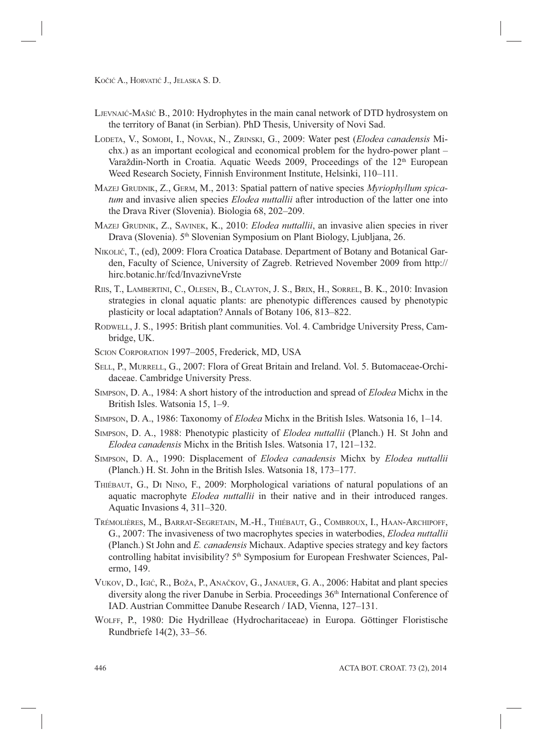Ljevnaić-Mašić B., 2010: Hydrophytes in the main canal network of DTD hydrosystem on the territory of Banat (in Serbian). PhD Thesis, University of Novi Sad.

Lodeta, V., Somođi, I., Novak, N., Zrinski, G., 2009: Water pest (*Elodea canadensis* Michx.) as an important ecological and economical problem for the hydro-power plant – Varaždin-North in Croatia. Aquatic Weeds 2009, Proceedings of the 12th European Weed Research Society, Finnish Environment Institute, Helsinki, 110–111.

Mazej Grudnik, Z., Germ, M., 2013: Spatial pattern of native species *Myriophyllum spicatum* and invasive alien species *Elodea nuttallii* after introduction of the latter one into the Drava River (Slovenia). Biologia 68, 202–209.

Mazej Grudnik, Z., Savinek, K., 2010: *Elodea nuttallii*, an invasive alien species in river Drava (Slovenia). 5th Slovenian Symposium on Plant Biology, Ljubljana, 26.

Nikolić, T., (ed), 2009: Flora Croatica Database. Department of Botany and Botanical Garden, Faculty of Science, University of Zagreb. Retrieved November 2009 from http://hirc.botanic.hr/fcd/InvazivneVrste

Riis, T., Lambertini, C., Olesen, B., Clayton, J. S., Brix, H., Sorrel, B. K., 2010: Invasion strategies in clonal aquatic plants: are phenotypic differences caused by phenotypic plasticity or local adaptation? Annals of Botany 106, 813–822.

Rodwell, J. S., 1995: British plant communities. Vol. 4. Cambridge University Press, Cambridge, UK.

Scion Corporation 1997–2005, Frederick, MD, USA

Sell, P., Murrell, G., 2007: Flora of Great Britain and Ireland. Vol. 5. Butomaceae-Orchidaceae. Cambridge University Press.

Simpson, D. A., 1984: A short history of the introduction and spread of *Elodea* Michx in the British Isles. Watsonia 15, 1–9.

Simpson, D. A., 1986: Taxonomy of *Elodea* Michx in the British Isles. Watsonia 16, 1–14.

Simpson, D. A., 1988: Phenotypic plasticity of *Elodea nuttallii* (Planch.) H. St John and *Elodea canadensis* Michx in the British Isles. Watsonia 17, 121–132.

Simpson, D. A., 1990: Displacement of *Elodea canadensis* Michx by *Elodea nuttallii* (Planch.) H. St. John in the British Isles. Watsonia 18, 173–177.

Thiébaut, G., Di Nino, F., 2009: Morphological variations of natural populations of an aquatic macrophyte *Elodea nuttallii* in their native and in their introduced ranges. Aquatic Invasions 4, 311–320.

Trémolières, M., Barrat-Segretain, M.-H., Thiébaut, G., Combroux, I., Haan-Archipoff, G., 2007: The invasiveness of two macrophytes species in waterbodies, *Elodea nuttallii* (Planch.) St John and *E. canadensis* Michaux. Adaptive species strategy and key factors controlling habitat invisibility? 5th Symposium for European Freshwater Sciences, Palermo, 149.

Vukov, D., Igić, R., Boža, P., Anačkov, G., Janauer, G. A., 2006: Habitat and plant species diversity along the river Danube in Serbia. Proceedings 36th International Conference of IAD. Austrian Committee Danube Research / IAD, Vienna, 127–131.

Wolff, P., 1980: Die Hydrilleae (Hydrocharitaceae) in Europa. Göttinger Floristische Rundbriefe 14(2), 33–56.